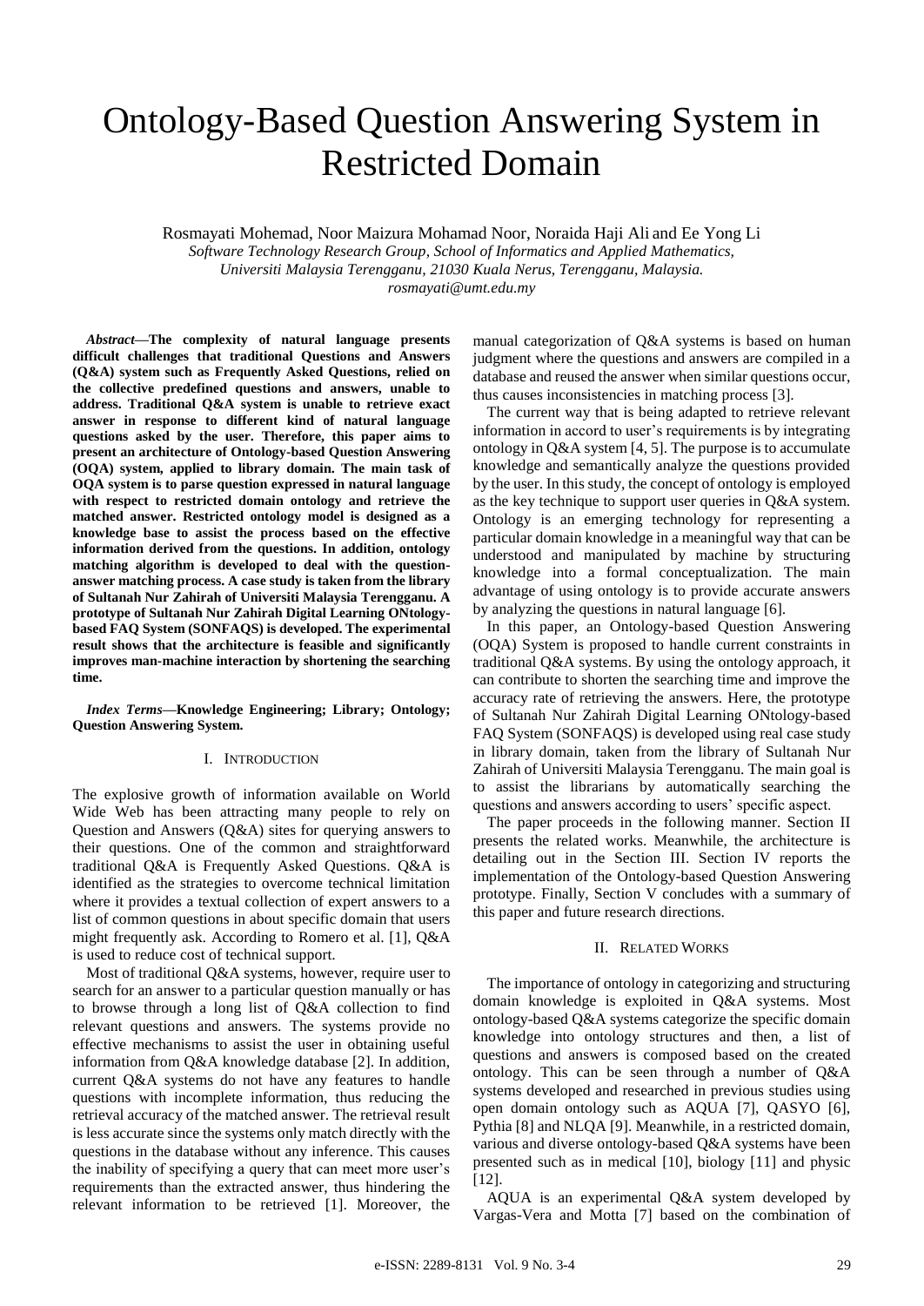# Ontology-Based Question Answering System in Restricted Domain

Rosmayati Mohemad, Noor Maizura Mohamad Noor, Noraida Haji Ali and Ee Yong Li

*Software Technology Research Group, School of Informatics and Applied Mathematics, Universiti Malaysia Terengganu, 21030 Kuala Nerus, Terengganu, Malaysia.*

*rosmayati@umt.edu.my*

***Abstract*—The complexity of natural language presents difficult challenges that traditional Questions and Answers (Q&A) system such as Frequently Asked Questions, relied on the collective predefined questions and answers, unable to address. Traditional Q&A system is unable to retrieve exact answer in response to different kind of natural language questions asked by the user. Therefore, this paper aims to present an architecture of Ontology-based Question Answering (OQA) system, applied to library domain. The main task of OQA system is to parse question expressed in natural language with respect to restricted domain ontology and retrieve the matched answer. Restricted ontology model is designed as a knowledge base to assist the process based on the effective information derived from the questions. In addition, ontology matching algorithm is developed to deal with the question-answer matching process. A case study is taken from the library of Sultanah Nur Zahirah of Universiti Malaysia Terengganu. A prototype of Sultanah Nur Zahirah Digital Learning ONtology-based FAQ System (SONFAQS) is developed. The experimental result shows that the architecture is feasible and significantly improves man-machine interaction by shortening the searching time.**

***Index Terms*—Knowledge Engineering; Library; Ontology; Question Answering System.**

## I. INTRODUCTION

The explosive growth of information available on World Wide Web has been attracting many people to rely on Question and Answers (Q&A) sites for querying answers to their questions. One of the common and straightforward traditional Q&A is Frequently Asked Questions. Q&A is identified as the strategies to overcome technical limitation where it provides a textual collection of expert answers to a list of common questions in about specific domain that users might frequently ask. According to Romero et al. [1], Q&A is used to reduce cost of technical support.

Most of traditional Q&A systems, however, require user to search for an answer to a particular question manually or has to browse through a long list of Q&A collection to find relevant questions and answers. The systems provide no effective mechanisms to assist the user in obtaining useful information from Q&A knowledge database [2]. In addition, current Q&A systems do not have any features to handle questions with incomplete information, thus reducing the retrieval accuracy of the matched answer. The retrieval result is less accurate since the systems only match directly with the questions in the database without any inference. This causes the inability of specifying a query that can meet more user's requirements than the extracted answer, thus hindering the relevant information to be retrieved [1]. Moreover, the manual categorization of Q&A systems is based on human judgment where the questions and answers are compiled in a database and reused the answer when similar questions occur, thus causes inconsistencies in matching process [3].

The current way that is being adapted to retrieve relevant information in accord to user's requirements is by integrating ontology in Q&A system [4, 5]. The purpose is to accumulate knowledge and semantically analyze the questions provided by the user. In this study, the concept of ontology is employed as the key technique to support user queries in Q&A system. Ontology is an emerging technology for representing a particular domain knowledge in a meaningful way that can be understood and manipulated by machine by structuring knowledge into a formal conceptualization. The main advantage of using ontology is to provide accurate answers by analyzing the questions in natural language [6].

In this paper, an Ontology-based Question Answering (OQA) System is proposed to handle current constraints in traditional Q&A systems. By using the ontology approach, it can contribute to shorten the searching time and improve the accuracy rate of retrieving the answers. Here, the prototype of Sultanah Nur Zahirah Digital Learning ONtology-based FAQ System (SONFAQS) is developed using real case study in library domain, taken from the library of Sultanah Nur Zahirah of Universiti Malaysia Terengganu. The main goal is to assist the librarians by automatically searching the questions and answers according to users' specific aspect.

The paper proceeds in the following manner. Section II presents the related works. Meanwhile, the architecture is detailing out in the Section III. Section IV reports the implementation of the Ontology-based Question Answering prototype. Finally, Section V concludes with a summary of this paper and future research directions.

## II. RELATED WORKS

The importance of ontology in categorizing and structuring domain knowledge is exploited in Q&A systems. Most ontology-based Q&A systems categorize the specific domain knowledge into ontology structures and then, a list of questions and answers is composed based on the created ontology. This can be seen through a number of Q&A systems developed and researched in previous studies using open domain ontology such as AQUA [7], QASYO [6], Pythia [8] and NLQA [9]. Meanwhile, in a restricted domain, various and diverse ontology-based Q&A systems have been presented such as in medical [10], biology [11] and physic [12].

AQUA is an experimental Q&A system developed by Vargas-Vera and Motta [7] based on the combination of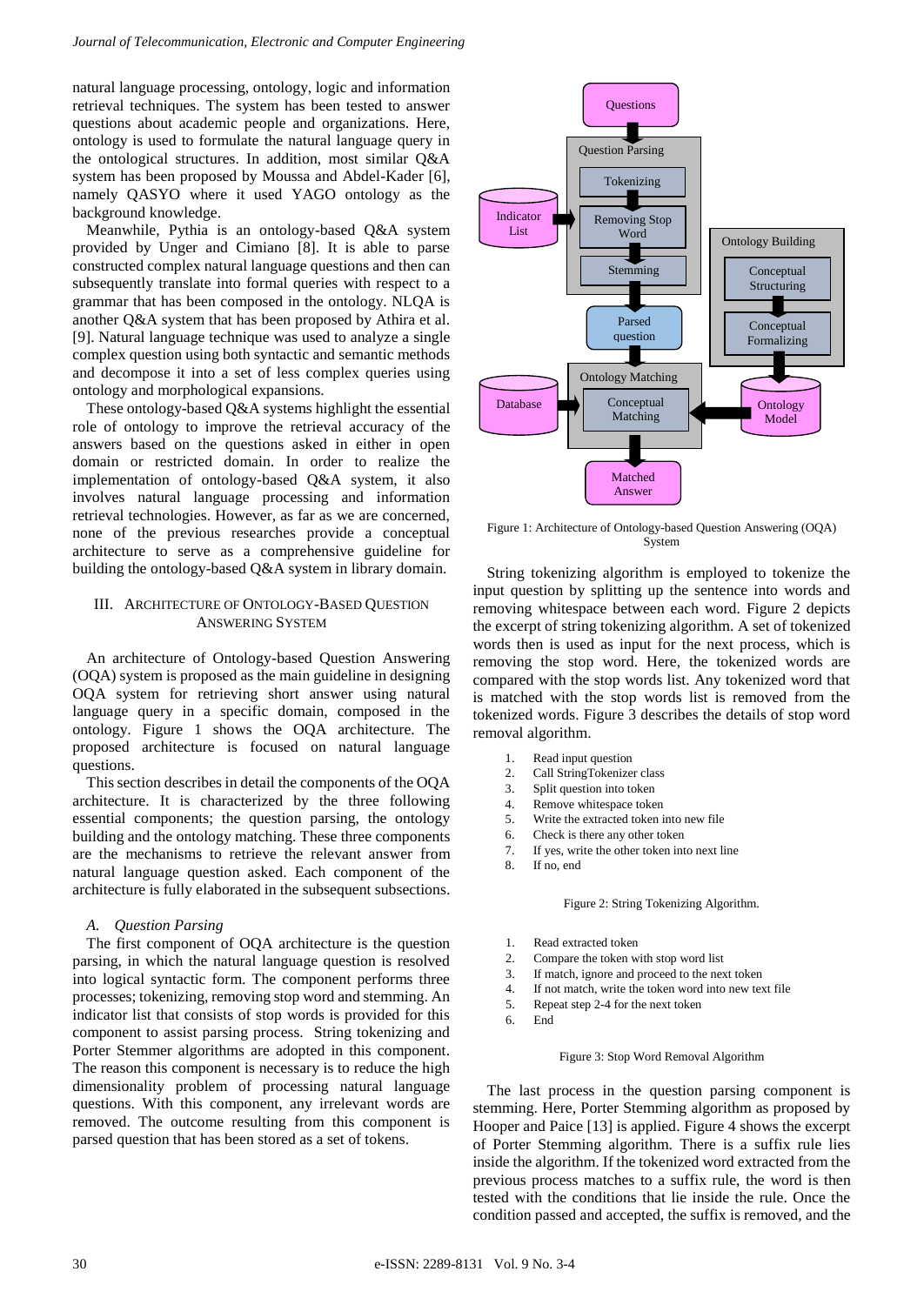natural language processing, ontology, logic and information retrieval techniques. The system has been tested to answer questions about academic people and organizations. Here, ontology is used to formulate the natural language query in the ontological structures. In addition, most similar Q&A system has been proposed by Moussa and Abdel-Kader [6], namely QASYO where it used YAGO ontology as the background knowledge.

Meanwhile, Pythia is an ontology-based Q&A system provided by Unger and Cimiano [8]. It is able to parse constructed complex natural language questions and then can subsequently translate into formal queries with respect to a grammar that has been composed in the ontology. NLQA is another Q&A system that has been proposed by Athira et al. [9]. Natural language technique was used to analyze a single complex question using both syntactic and semantic methods and decompose it into a set of less complex queries using ontology and morphological expansions.

These ontology-based Q&A systems highlight the essential role of ontology to improve the retrieval accuracy of the answers based on the questions asked in either in open domain or restricted domain. In order to realize the implementation of ontology-based Q&A system, it also involves natural language processing and information retrieval technologies. However, as far as we are concerned, none of the previous researches provide a conceptual architecture to serve as a comprehensive guideline for building the ontology-based Q&A system in library domain.

## III. Architecture of Ontology-Based Question Answering System

An architecture of Ontology-based Question Answering (OQA) system is proposed as the main guideline in designing OQA system for retrieving short answer using natural language query in a specific domain, composed in the ontology. Figure 1 shows the OQA architecture. The proposed architecture is focused on natural language questions.

This section describes in detail the components of the OQA architecture. It is characterized by the three following essential components; the question parsing, the ontology building and the ontology matching. These three components are the mechanisms to retrieve the relevant answer from natural language question asked. Each component of the architecture is fully elaborated in the subsequent subsections.

### *A. Question Parsing*

The first component of OQA architecture is the question parsing, in which the natural language question is resolved into logical syntactic form. The component performs three processes; tokenizing, removing stop word and stemming. An indicator list that consists of stop words is provided for this component to assist parsing process. String tokenizing and Porter Stemmer algorithms are adopted in this component. The reason this component is necessary is to reduce the high dimensionality problem of processing natural language questions. With this component, any irrelevant words are removed. The outcome resulting from this component is parsed question that has been stored as a set of tokens.

Questions → Question Parsing [Tokenizing → Removing Stop Word (← Indicator List) → Stemming] → Parsed question → Ontology Matching [Conceptual Matching (← Database; ← Ontology Model ← Ontology Building [Conceptual Structuring → Conceptual Formalizing])] → Matched Answer

Figure 1: Architecture of Ontology-based Question Answering (OQA) System

String tokenizing algorithm is employed to tokenize the input question by splitting up the sentence into words and removing whitespace between each word. Figure 2 depicts the excerpt of string tokenizing algorithm. A set of tokenized words then is used as input for the next process, which is removing the stop word. Here, the tokenized words are compared with the stop words list. Any tokenized word that is matched with the stop words list is removed from the tokenized words. Figure 3 describes the details of stop word removal algorithm.

1. Read input question
2. Call StringTokenizer class
3. Split question into token
4. Remove whitespace token
5. Write the extracted token into new file
6. Check is there any other token
7. If yes, write the other token into next line
8. If no, end

Figure 2: String Tokenizing Algorithm.

1. Read extracted token
2. Compare the token with stop word list
3. If match, ignore and proceed to the next token
4. If not match, write the token word into new text file
5. Repeat step 2-4 for the next token
6. End

Figure 3: Stop Word Removal Algorithm

The last process in the question parsing component is stemming. Here, Porter Stemming algorithm as proposed by Hooper and Paice [13] is applied. Figure 4 shows the excerpt of Porter Stemming algorithm. There is a suffix rule lies inside the algorithm. If the tokenized word extracted from the previous process matches to a suffix rule, the word is then tested with the conditions that lie inside the rule. Once the condition passed and accepted, the suffix is removed, and the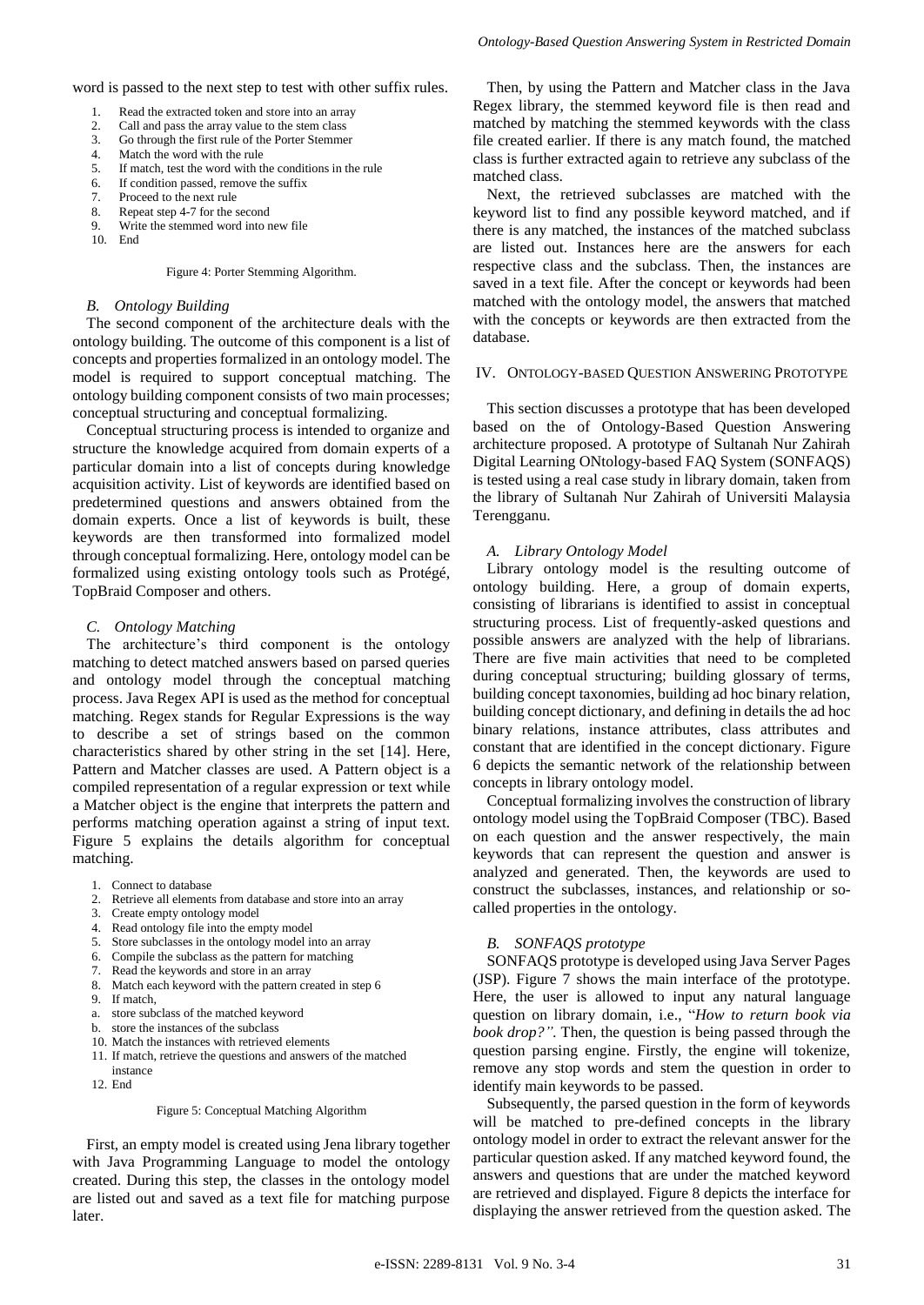word is passed to the next step to test with other suffix rules.

1. Read the extracted token and store into an array
2. Call and pass the array value to the stem class
3. Go through the first rule of the Porter Stemmer
4. Match the word with the rule
5. If match, test the word with the conditions in the rule
6. If condition passed, remove the suffix
7. Proceed to the next rule
8. Repeat step 4-7 for the second
9. Write the stemmed word into new file
10. End

Figure 4: Porter Stemming Algorithm.

### *B. Ontology Building*

The second component of the architecture deals with the ontology building. The outcome of this component is a list of concepts and properties formalized in an ontology model. The model is required to support conceptual matching. The ontology building component consists of two main processes; conceptual structuring and conceptual formalizing.

Conceptual structuring process is intended to organize and structure the knowledge acquired from domain experts of a particular domain into a list of concepts during knowledge acquisition activity. List of keywords are identified based on predetermined questions and answers obtained from the domain experts. Once a list of keywords is built, these keywords are then transformed into formalized model through conceptual formalizing. Here, ontology model can be formalized using existing ontology tools such as Protégé, TopBraid Composer and others.

### *C. Ontology Matching*

The architecture's third component is the ontology matching to detect matched answers based on parsed queries and ontology model through the conceptual matching process. Java Regex API is used as the method for conceptual matching. Regex stands for Regular Expressions is the way to describe a set of strings based on the common characteristics shared by other string in the set [14]. Here, Pattern and Matcher classes are used. A Pattern object is a compiled representation of a regular expression or text while a Matcher object is the engine that interprets the pattern and performs matching operation against a string of input text. Figure 5 explains the details algorithm for conceptual matching.

1. Connect to database
2. Retrieve all elements from database and store into an array
3. Create empty ontology model
4. Read ontology file into the empty model
5. Store subclasses in the ontology model into an array
6. Compile the subclass as the pattern for matching
7. Read the keywords and store in an array
8. Match each keyword with the pattern created in step 6
9. If match,
   a. store subclass of the matched keyword
   b. store the instances of the subclass
10. Match the instances with retrieved elements
11. If match, retrieve the questions and answers of the matched instance
12. End

Figure 5: Conceptual Matching Algorithm

First, an empty model is created using Jena library together with Java Programming Language to model the ontology created. During this step, the classes in the ontology model are listed out and saved as a text file for matching purpose later.

Then, by using the Pattern and Matcher class in the Java Regex library, the stemmed keyword file is then read and matched by matching the stemmed keywords with the class file created earlier. If there is any match found, the matched class is further extracted again to retrieve any subclass of the matched class.

Next, the retrieved subclasses are matched with the keyword list to find any possible keyword matched, and if there is any matched, the instances of the matched subclass are listed out. Instances here are the answers for each respective class and the subclass. Then, the instances are saved in a text file. After the concept or keywords had been matched with the ontology model, the answers that matched with the concepts or keywords are then extracted from the database.

## IV. Ontology-based Question Answering Prototype

This section discusses a prototype that has been developed based on the of Ontology-Based Question Answering architecture proposed. A prototype of Sultanah Nur Zahirah Digital Learning ONtology-based FAQ System (SONFAQS) is tested using a real case study in library domain, taken from the library of Sultanah Nur Zahirah of Universiti Malaysia Terengganu.

### *A. Library Ontology Model*

Library ontology model is the resulting outcome of ontology building. Here, a group of domain experts, consisting of librarians is identified to assist in conceptual structuring process. List of frequently-asked questions and possible answers are analyzed with the help of librarians. There are five main activities that need to be completed during conceptual structuring; building glossary of terms, building concept taxonomies, building ad hoc binary relation, building concept dictionary, and defining in details the ad hoc binary relations, instance attributes, class attributes and constant that are identified in the concept dictionary. Figure 6 depicts the semantic network of the relationship between concepts in library ontology model.

Conceptual formalizing involves the construction of library ontology model using the TopBraid Composer (TBC). Based on each question and the answer respectively, the main keywords that can represent the question and answer is analyzed and generated. Then, the keywords are used to construct the subclasses, instances, and relationship or so-called properties in the ontology.

### *B. SONFAQS prototype*

SONFAQS prototype is developed using Java Server Pages (JSP). Figure 7 shows the main interface of the prototype. Here, the user is allowed to input any natural language question on library domain, i.e., "*How to return book via book drop?".* Then, the question is being passed through the question parsing engine. Firstly, the engine will tokenize, remove any stop words and stem the question in order to identify main keywords to be passed.

Subsequently, the parsed question in the form of keywords will be matched to pre-defined concepts in the library ontology model in order to extract the relevant answer for the particular question asked. If any matched keyword found, the answers and questions that are under the matched keyword are retrieved and displayed. Figure 8 depicts the interface for displaying the answer retrieved from the question asked. The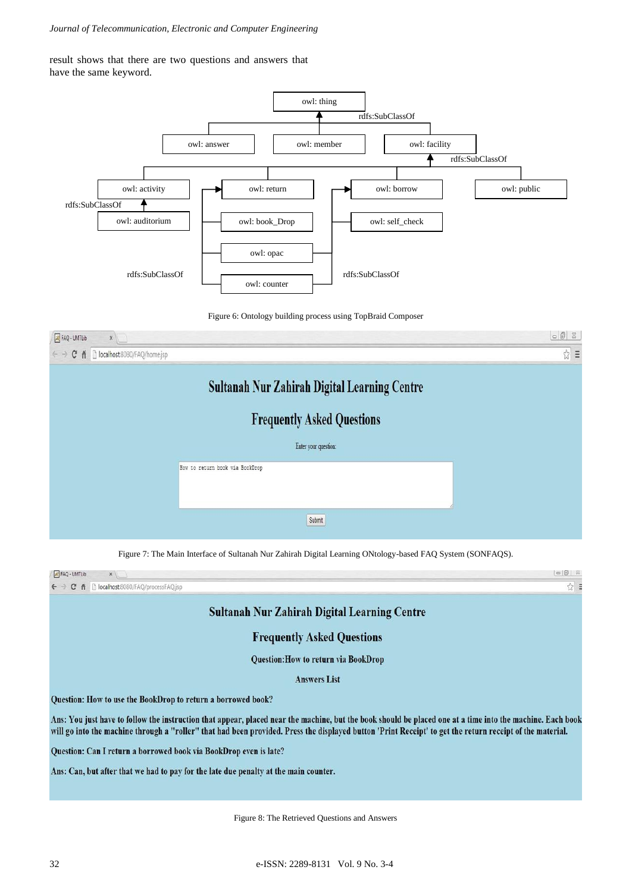result shows that there are two questions and answers that have the same keyword.

Figure 6: Ontology building process using TopBraid Composer

Figure 7: The Main Interface of Sultanah Nur Zahirah Digital Learning ONtology-based FAQ System (SONFAQS).

Figure 8: The Retrieved Questions and Answers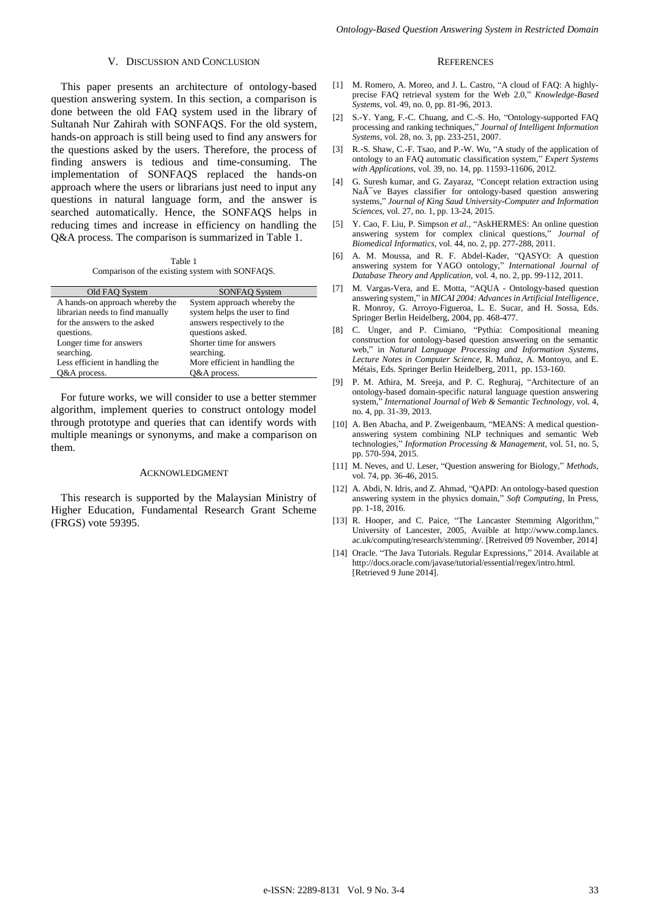## V. Discussion and Conclusion

This paper presents an architecture of ontology-based question answering system. In this section, a comparison is done between the old FAQ system used in the library of Sultanah Nur Zahirah with SONFAQS. For the old system, hands-on approach is still being used to find any answers for the questions asked by the users. Therefore, the process of finding answers is tedious and time-consuming. The implementation of SONFAQS replaced the hands-on approach where the users or librarians just need to input any questions in natural language form, and the answer is searched automatically. Hence, the SONFAQS helps in reducing times and increase in efficiency on handling the Q&A process. The comparison is summarized in Table 1.

Table 1
Comparison of the existing system with SONFAQS.

| Old FAQ System | SONFAQ System |
|---|---|
| A hands-on approach whereby the librarian needs to find manually for the answers to the asked questions. | System approach whereby the system helps the user to find answers respectively to the questions asked. |
| Longer time for answers searching. | Shorter time for answers searching. |
| Less efficient in handling the Q&A process. | More efficient in handling the Q&A process. |

For future works, we will consider to use a better stemmer algorithm, implement queries to construct ontology model through prototype and queries that can identify words with multiple meanings or synonyms, and make a comparison on them.

## Acknowledgment

This research is supported by the Malaysian Ministry of Higher Education, Fundamental Research Grant Scheme (FRGS) vote 59395.

## References

[1] M. Romero, A. Moreo, and J. L. Castro, "A cloud of FAQ: A highly-precise FAQ retrieval system for the Web 2.0," *Knowledge-Based Systems*, vol. 49, no. 0, pp. 81-96, 2013.

[2] S.-Y. Yang, F.-C. Chuang, and C.-S. Ho, "Ontology-supported FAQ processing and ranking techniques," *Journal of Intelligent Information Systems*, vol. 28, no. 3, pp. 233-251, 2007.

[3] R.-S. Shaw, C.-F. Tsao, and P.-W. Wu, "A study of the application of ontology to an FAQ automatic classification system," *Expert Systems with Applications*, vol. 39, no. 14, pp. 11593-11606, 2012.

[4] G. Suresh kumar, and G. Zayaraz, "Concept relation extraction using NaÃ¯ve Bayes classifier for ontology-based question answering systems," *Journal of King Saud University-Computer and Information Sciences*, vol. 27, no. 1, pp. 13-24, 2015.

[5] Y. Cao, F. Liu, P. Simpson *et al.*, "AskHERMES: An online question answering system for complex clinical questions," *Journal of Biomedical Informatics*, vol. 44, no. 2, pp. 277-288, 2011.

[6] A. M. Moussa, and R. F. Abdel-Kader, "QASYO: A question answering system for YAGO ontology," *International Journal of Database Theory and Application*, vol. 4, no. 2, pp. 99-112, 2011.

[7] M. Vargas-Vera, and E. Motta, "AQUA - Ontology-based question answering system," in *MICAI 2004: Advances in Artificial Intelligence*, R. Monroy, G. Arroyo-Figueroa, L. E. Sucar, and H. Sossa, Eds. Springer Berlin Heidelberg, 2004, pp. 468-477.

[8] C. Unger, and P. Cimiano, "Pythia: Compositional meaning construction for ontology-based question answering on the semantic web," in *Natural Language Processing and Information Systems*, *Lecture Notes in Computer Science*, R. Muñoz, A. Montoyo, and E. Métais, Eds. Springer Berlin Heidelberg, 2011, pp. 153-160.

[9] P. M. Athira, M. Sreeja, and P. C. Reghuraj, "Architecture of an ontology-based domain-specific natural language question answering system," *International Journal of Web & Semantic Technology*, vol. 4, no. 4, pp. 31-39, 2013.

[10] A. Ben Abacha, and P. Zweigenbaum, "MEANS: A medical question-answering system combining NLP techniques and semantic Web technologies," *Information Processing & Management*, vol. 51, no. 5, pp. 570-594, 2015.

[11] M. Neves, and U. Leser, "Question answering for Biology," *Methods*, vol. 74, pp. 36-46, 2015.

[12] A. Abdi, N. Idris, and Z. Ahmad, "QAPD: An ontology-based question answering system in the physics domain," *Soft Computing*, In Press, pp. 1-18, 2016.

[13] R. Hooper, and C. Paice, "The Lancaster Stemming Algorithm," University of Lancester, 2005, Avaible at http://www.comp.lancs.ac.uk/computing/research/stemming/. [Retreived 09 November, 2014]

[14] Oracle. "The Java Tutorials. Regular Expressions," 2014. Available at http://docs.oracle.com/javase/tutorial/essential/regex/intro.html. [Retrieved 9 June 2014].